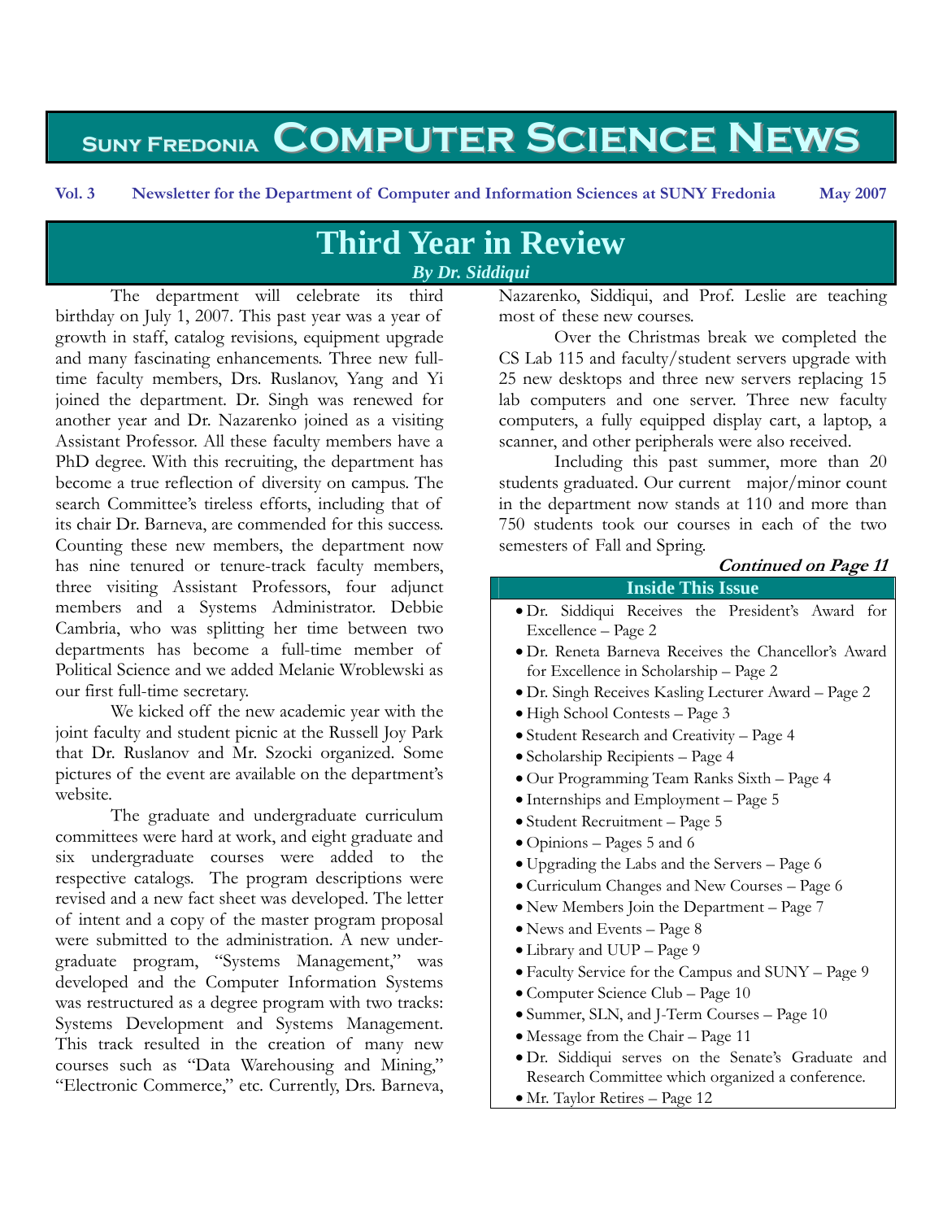# SUNY Fredonia Computer Science News

**Vol. 3 Newsletter for the Department of Computer and Information Sciences at SUNY Fredonia May 2007**

## Third Year in Review

***By Dr. Siddiqui***

The department will celebrate its third birthday on July 1, 2007. This past year was a year of growth in staff, catalog revisions, equipment upgrade and many fascinating enhancements. Three new full-time faculty members, Drs. Ruslanov, Yang and Yi joined the department. Dr. Singh was renewed for another year and Dr. Nazarenko joined as a visiting Assistant Professor. All these faculty members have a PhD degree. With this recruiting, the department has become a true reflection of diversity on campus. The search Committee's tireless efforts, including that of its chair Dr. Barneva, are commended for this success. Counting these new members, the department now has nine tenured or tenure-track faculty members, three visiting Assistant Professors, four adjunct members and a Systems Administrator. Debbie Cambria, who was splitting her time between two departments has become a full-time member of Political Science and we added Melanie Wroblewski as our first full-time secretary.

We kicked off the new academic year with the joint faculty and student picnic at the Russell Joy Park that Dr. Ruslanov and Mr. Szocki organized. Some pictures of the event are available on the department's website.

The graduate and undergraduate curriculum committees were hard at work, and eight graduate and six undergraduate courses were added to the respective catalogs. The program descriptions were revised and a new fact sheet was developed. The letter of intent and a copy of the master program proposal were submitted to the administration. A new undergraduate program, "Systems Management," was developed and the Computer Information Systems was restructured as a degree program with two tracks: Systems Development and Systems Management. This track resulted in the creation of many new courses such as "Data Warehousing and Mining," "Electronic Commerce," etc. Currently, Drs. Barneva, Nazarenko, Siddiqui, and Prof. Leslie are teaching most of these new courses.

Over the Christmas break we completed the CS Lab 115 and faculty/student servers upgrade with 25 new desktops and three new servers replacing 15 lab computers and one server. Three new faculty computers, a fully equipped display cart, a laptop, a scanner, and other peripherals were also received.

Including this past summer, more than 20 students graduated. Our current major/minor count in the department now stands at 110 and more than 750 students took our courses in each of the two semesters of Fall and Spring.

***Continued on Page 11***

### Inside This Issue

- Dr. Siddiqui Receives the President's Award for Excellence – Page 2
- Dr. Reneta Barneva Receives the Chancellor's Award for Excellence in Scholarship – Page 2
- Dr. Singh Receives Kasling Lecturer Award – Page 2
- High School Contests – Page 3
- Student Research and Creativity – Page 4
- Scholarship Recipients – Page 4
- Our Programming Team Ranks Sixth – Page 4
- Internships and Employment – Page 5
- Student Recruitment – Page 5
- Opinions – Pages 5 and 6
- Upgrading the Labs and the Servers – Page 6
- Curriculum Changes and New Courses – Page 6
- New Members Join the Department – Page 7
- News and Events – Page 8
- Library and UUP – Page 9
- Faculty Service for the Campus and SUNY – Page 9
- Computer Science Club – Page 10
- Summer, SLN, and J-Term Courses – Page 10
- Message from the Chair – Page 11
- Dr. Siddiqui serves on the Senate's Graduate and Research Committee which organized a conference.
- Mr. Taylor Retires – Page 12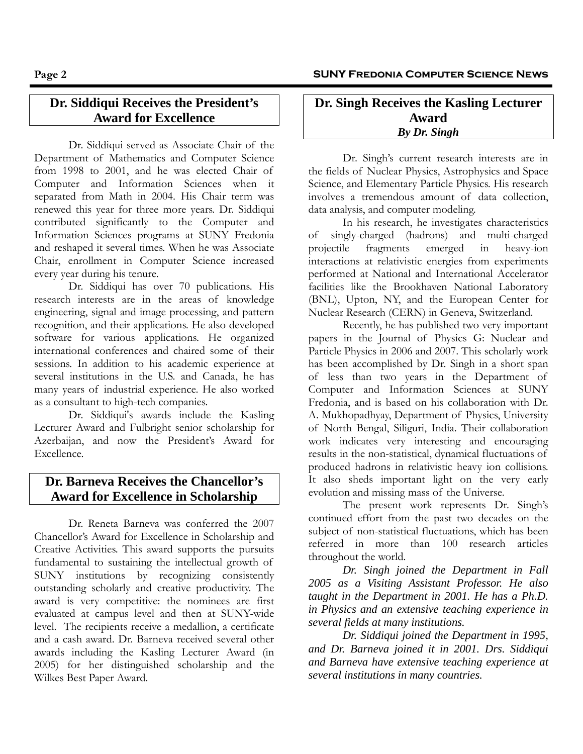## Dr. Siddiqui Receives the President's Award for Excellence

Dr. Siddiqui served as Associate Chair of the Department of Mathematics and Computer Science from 1998 to 2001, and he was elected Chair of Computer and Information Sciences when it separated from Math in 2004. His Chair term was renewed this year for three more years. Dr. Siddiqui contributed significantly to the Computer and Information Sciences programs at SUNY Fredonia and reshaped it several times. When he was Associate Chair, enrollment in Computer Science increased every year during his tenure.

Dr. Siddiqui has over 70 publications. His research interests are in the areas of knowledge engineering, signal and image processing, and pattern recognition, and their applications. He also developed software for various applications. He organized international conferences and chaired some of their sessions. In addition to his academic experience at several institutions in the U.S. and Canada, he has many years of industrial experience. He also worked as a consultant to high-tech companies.

Dr. Siddiqui's awards include the Kasling Lecturer Award and Fulbright senior scholarship for Azerbaijan, and now the President's Award for Excellence.

## Dr. Barneva Receives the Chancellor's Award for Excellence in Scholarship

Dr. Reneta Barneva was conferred the 2007 Chancellor's Award for Excellence in Scholarship and Creative Activities. This award supports the pursuits fundamental to sustaining the intellectual growth of SUNY institutions by recognizing consistently outstanding scholarly and creative productivity. The award is very competitive: the nominees are first evaluated at campus level and then at SUNY-wide level. The recipients receive a medallion, a certificate and a cash award. Dr. Barneva received several other awards including the Kasling Lecturer Award (in 2005) for her distinguished scholarship and the Wilkes Best Paper Award.

## Dr. Singh Receives the Kasling Lecturer Award

***By Dr. Singh***

Dr. Singh's current research interests are in the fields of Nuclear Physics, Astrophysics and Space Science, and Elementary Particle Physics. His research involves a tremendous amount of data collection, data analysis, and computer modeling.

In his research, he investigates characteristics of singly-charged (hadrons) and multi-charged projectile fragments emerged in heavy-ion interactions at relativistic energies from experiments performed at National and International Accelerator facilities like the Brookhaven National Laboratory (BNL), Upton, NY, and the European Center for Nuclear Research (CERN) in Geneva, Switzerland.

Recently, he has published two very important papers in the Journal of Physics G: Nuclear and Particle Physics in 2006 and 2007. This scholarly work has been accomplished by Dr. Singh in a short span of less than two years in the Department of Computer and Information Sciences at SUNY Fredonia, and is based on his collaboration with Dr. A. Mukhopadhyay, Department of Physics, University of North Bengal, Siliguri, India. Their collaboration work indicates very interesting and encouraging results in the non-statistical, dynamical fluctuations of produced hadrons in relativistic heavy ion collisions. It also sheds important light on the very early evolution and missing mass of the Universe.

The present work represents Dr. Singh's continued effort from the past two decades on the subject of non-statistical fluctuations, which has been referred in more than 100 research articles throughout the world.

*Dr. Singh joined the Department in Fall 2005 as a Visiting Assistant Professor. He also taught in the Department in 2001. He has a Ph.D. in Physics and an extensive teaching experience in several fields at many institutions.*

*Dr. Siddiqui joined the Department in 1995, and Dr. Barneva joined it in 2001. Drs. Siddiqui and Barneva have extensive teaching experience at several institutions in many countries.*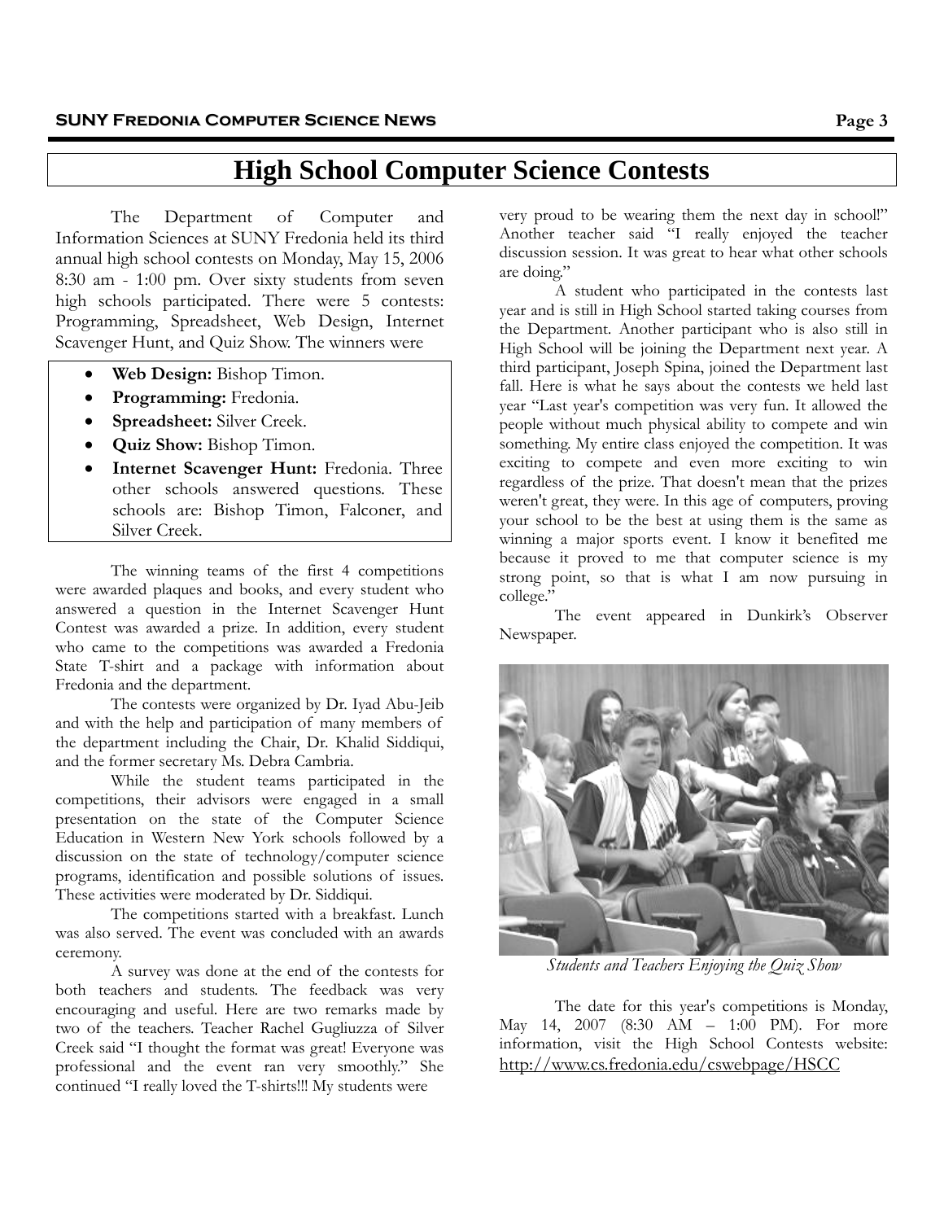# High School Computer Science Contests

The Department of Computer and Information Sciences at SUNY Fredonia held its third annual high school contests on Monday, May 15, 2006 8:30 am - 1:00 pm. Over sixty students from seven high schools participated. There were 5 contests: Programming, Spreadsheet, Web Design, Internet Scavenger Hunt, and Quiz Show. The winners were

- **Web Design:** Bishop Timon.
- **Programming:** Fredonia.
- **Spreadsheet:** Silver Creek.
- **Quiz Show:** Bishop Timon.
- **Internet Scavenger Hunt:** Fredonia. Three other schools answered questions. These schools are: Bishop Timon, Falconer, and Silver Creek.

The winning teams of the first 4 competitions were awarded plaques and books, and every student who answered a question in the Internet Scavenger Hunt Contest was awarded a prize. In addition, every student who came to the competitions was awarded a Fredonia State T-shirt and a package with information about Fredonia and the department.

The contests were organized by Dr. Iyad Abu-Jeib and with the help and participation of many members of the department including the Chair, Dr. Khalid Siddiqui, and the former secretary Ms. Debra Cambria.

While the student teams participated in the competitions, their advisors were engaged in a small presentation on the state of the Computer Science Education in Western New York schools followed by a discussion on the state of technology/computer science programs, identification and possible solutions of issues. These activities were moderated by Dr. Siddiqui.

The competitions started with a breakfast. Lunch was also served. The event was concluded with an awards ceremony.

A survey was done at the end of the contests for both teachers and students. The feedback was very encouraging and useful. Here are two remarks made by two of the teachers. Teacher Rachel Gugliuzza of Silver Creek said "I thought the format was great! Everyone was professional and the event ran very smoothly." She continued "I really loved the T-shirts!!! My students were very proud to be wearing them the next day in school!" Another teacher said "I really enjoyed the teacher discussion session. It was great to hear what other schools are doing."

A student who participated in the contests last year and is still in High School started taking courses from the Department. Another participant who is also still in High School will be joining the Department next year. A third participant, Joseph Spina, joined the Department last fall. Here is what he says about the contests we held last year "Last year's competition was very fun. It allowed the people without much physical ability to compete and win something. My entire class enjoyed the competition. It was exciting to compete and even more exciting to win regardless of the prize. That doesn't mean that the prizes weren't great, they were. In this age of computers, proving your school to be the best at using them is the same as winning a major sports event. I know it benefited me because it proved to me that computer science is my strong point, so that is what I am now pursuing in college."

The event appeared in Dunkirk's Observer Newspaper.

*Students and Teachers Enjoying the Quiz Show*

The date for this year's competitions is Monday, May 14, 2007 (8:30 AM – 1:00 PM). For more information, visit the High School Contests website: http://www.cs.fredonia.edu/cswebpage/HSCC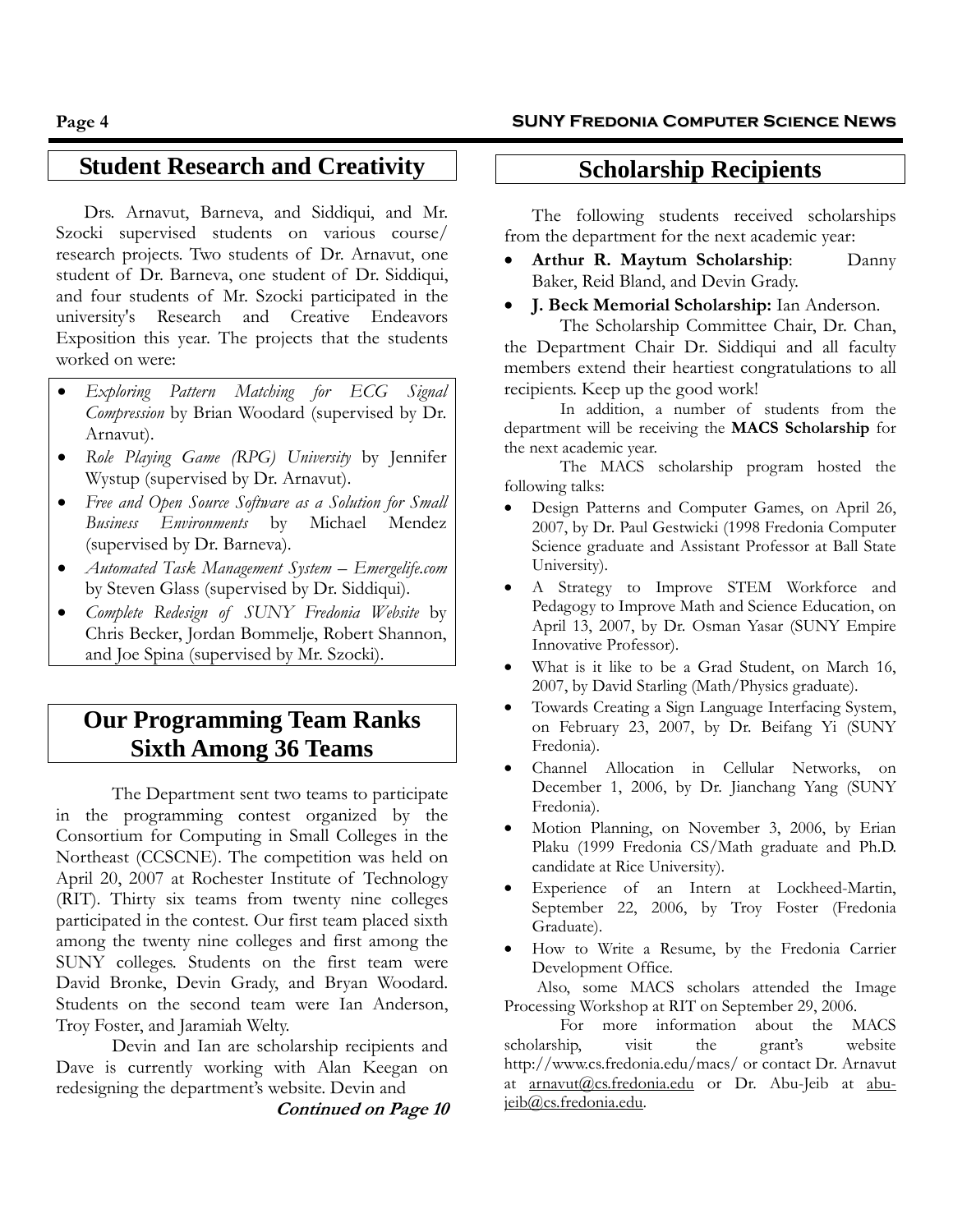## Student Research and Creativity

Drs. Arnavut, Barneva, and Siddiqui, and Mr. Szocki supervised students on various course/ research projects. Two students of Dr. Arnavut, one student of Dr. Barneva, one student of Dr. Siddiqui, and four students of Mr. Szocki participated in the university's Research and Creative Endeavors Exposition this year. The projects that the students worked on were:

- *Exploring Pattern Matching for ECG Signal Compression* by Brian Woodard (supervised by Dr. Arnavut).
- *Role Playing Game (RPG) University* by Jennifer Wystup (supervised by Dr. Arnavut).
- *Free and Open Source Software as a Solution for Small Business Environments* by Michael Mendez (supervised by Dr. Barneva).
- *Automated Task Management System – Emergelife.com* by Steven Glass (supervised by Dr. Siddiqui).
- *Complete Redesign of SUNY Fredonia Website* by Chris Becker, Jordan Bommelje, Robert Shannon, and Joe Spina (supervised by Mr. Szocki).

## Our Programming Team Ranks Sixth Among 36 Teams

The Department sent two teams to participate in the programming contest organized by the Consortium for Computing in Small Colleges in the Northeast (CCSCNE). The competition was held on April 20, 2007 at Rochester Institute of Technology (RIT). Thirty six teams from twenty nine colleges participated in the contest. Our first team placed sixth among the twenty nine colleges and first among the SUNY colleges. Students on the first team were David Bronke, Devin Grady, and Bryan Woodard. Students on the second team were Ian Anderson, Troy Foster, and Jaramiah Welty.

Devin and Ian are scholarship recipients and Dave is currently working with Alan Keegan on redesigning the department's website. Devin and

***Continued on Page 10***

## Scholarship Recipients

The following students received scholarships from the department for the next academic year:

- **Arthur R. Maytum Scholarship**: Danny Baker, Reid Bland, and Devin Grady.
- **J. Beck Memorial Scholarship:** Ian Anderson.

The Scholarship Committee Chair, Dr. Chan, the Department Chair Dr. Siddiqui and all faculty members extend their heartiest congratulations to all recipients. Keep up the good work!

In addition, a number of students from the department will be receiving the **MACS Scholarship** for the next academic year.

The MACS scholarship program hosted the following talks:

- Design Patterns and Computer Games, on April 26, 2007, by Dr. Paul Gestwicki (1998 Fredonia Computer Science graduate and Assistant Professor at Ball State University).
- A Strategy to Improve STEM Workforce and Pedagogy to Improve Math and Science Education, on April 13, 2007, by Dr. Osman Yasar (SUNY Empire Innovative Professor).
- What is it like to be a Grad Student, on March 16, 2007, by David Starling (Math/Physics graduate).
- Towards Creating a Sign Language Interfacing System, on February 23, 2007, by Dr. Beifang Yi (SUNY Fredonia).
- Channel Allocation in Cellular Networks, on December 1, 2006, by Dr. Jianchang Yang (SUNY Fredonia).
- Motion Planning, on November 3, 2006, by Erian Plaku (1999 Fredonia CS/Math graduate and Ph.D. candidate at Rice University).
- Experience of an Intern at Lockheed-Martin, September 22, 2006, by Troy Foster (Fredonia Graduate).
- How to Write a Resume, by the Fredonia Carrier Development Office.

Also, some MACS scholars attended the Image Processing Workshop at RIT on September 29, 2006.

For more information about the MACS scholarship, visit the grant's website http://www.cs.fredonia.edu/macs/ or contact Dr. Arnavut at arnavut@cs.fredonia.edu or Dr. Abu-Jeib at abu-jeib@cs.fredonia.edu.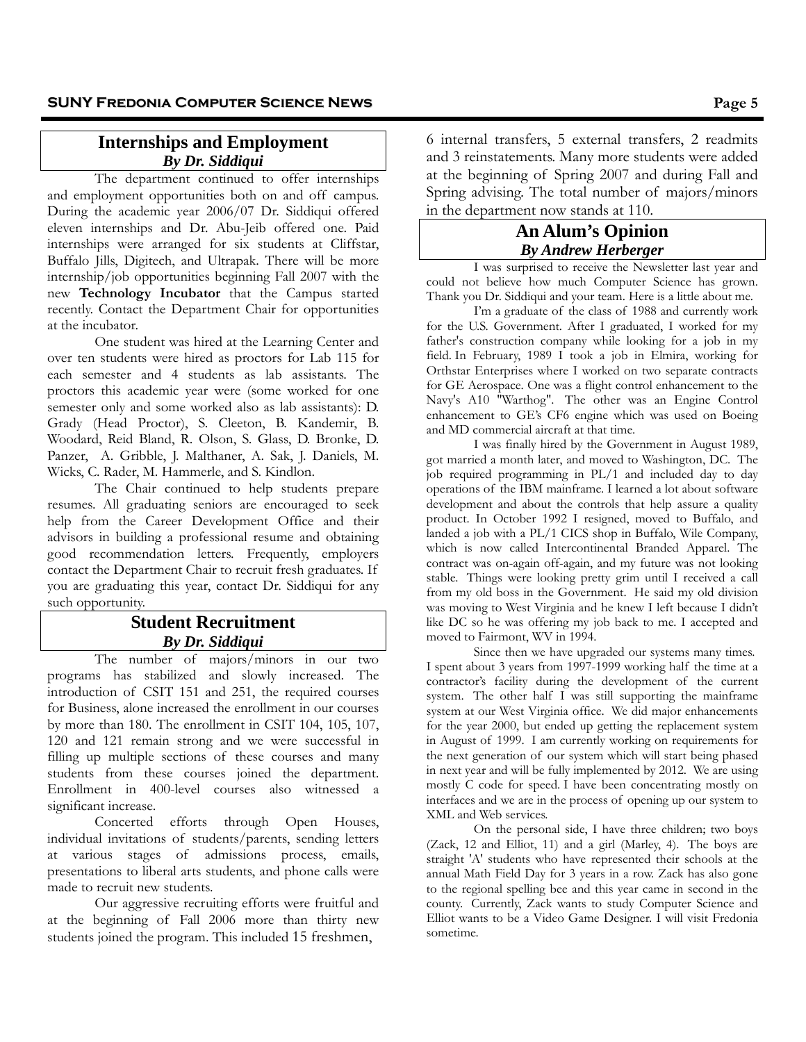## Internships and Employment

***By Dr. Siddiqui***

The department continued to offer internships and employment opportunities both on and off campus. During the academic year 2006/07 Dr. Siddiqui offered eleven internships and Dr. Abu-Jeib offered one. Paid internships were arranged for six students at Cliffstar, Buffalo Jills, Digitech, and Ultrapak. There will be more internship/job opportunities beginning Fall 2007 with the new **Technology Incubator** that the Campus started recently. Contact the Department Chair for opportunities at the incubator.

One student was hired at the Learning Center and over ten students were hired as proctors for Lab 115 for each semester and 4 students as lab assistants. The proctors this academic year were (some worked for one semester only and some worked also as lab assistants): D. Grady (Head Proctor), S. Cleeton, B. Kandemir, B. Woodard, Reid Bland, R. Olson, S. Glass, D. Bronke, D. Panzer, A. Gribble, J. Malthaner, A. Sak, J. Daniels, M. Wicks, C. Rader, M. Hammerle, and S. Kindlon.

The Chair continued to help students prepare resumes. All graduating seniors are encouraged to seek help from the Career Development Office and their advisors in building a professional resume and obtaining good recommendation letters. Frequently, employers contact the Department Chair to recruit fresh graduates. If you are graduating this year, contact Dr. Siddiqui for any such opportunity.

## Student Recruitment

***By Dr. Siddiqui***

The number of majors/minors in our two programs has stabilized and slowly increased. The introduction of CSIT 151 and 251, the required courses for Business, alone increased the enrollment in our courses by more than 180. The enrollment in CSIT 104, 105, 107, 120 and 121 remain strong and we were successful in filling up multiple sections of these courses and many students from these courses joined the department. Enrollment in 400-level courses also witnessed a significant increase.

Concerted efforts through Open Houses, individual invitations of students/parents, sending letters at various stages of admissions process, emails, presentations to liberal arts students, and phone calls were made to recruit new students.

Our aggressive recruiting efforts were fruitful and at the beginning of Fall 2006 more than thirty new students joined the program. This included 15 freshmen, 6 internal transfers, 5 external transfers, 2 readmits and 3 reinstatements. Many more students were added at the beginning of Spring 2007 and during Fall and Spring advising. The total number of majors/minors in the department now stands at 110.

## An Alum's Opinion

***By Andrew Herberger***

I was surprised to receive the Newsletter last year and could not believe how much Computer Science has grown. Thank you Dr. Siddiqui and your team. Here is a little about me.

I'm a graduate of the class of 1988 and currently work for the U.S. Government. After I graduated, I worked for my father's construction company while looking for a job in my field. In February, 1989 I took a job in Elmira, working for Orthstar Enterprises where I worked on two separate contracts for GE Aerospace. One was a flight control enhancement to the Navy's A10 "Warthog". The other was an Engine Control enhancement to GE's CF6 engine which was used on Boeing and MD commercial aircraft at that time.

I was finally hired by the Government in August 1989, got married a month later, and moved to Washington, DC. The job required programming in PL/1 and included day to day operations of the IBM mainframe. I learned a lot about software development and about the controls that help assure a quality product. In October 1992 I resigned, moved to Buffalo, and landed a job with a PL/1 CICS shop in Buffalo, Wile Company, which is now called Intercontinental Branded Apparel. The contract was on-again off-again, and my future was not looking stable. Things were looking pretty grim until I received a call from my old boss in the Government. He said my old division was moving to West Virginia and he knew I left because I didn't like DC so he was offering my job back to me. I accepted and moved to Fairmont, WV in 1994.

Since then we have upgraded our systems many times. I spent about 3 years from 1997-1999 working half the time at a contractor's facility during the development of the current system. The other half I was still supporting the mainframe system at our West Virginia office. We did major enhancements for the year 2000, but ended up getting the replacement system in August of 1999. I am currently working on requirements for the next generation of our system which will start being phased in next year and will be fully implemented by 2012. We are using mostly C code for speed. I have been concentrating mostly on interfaces and we are in the process of opening up our system to XML and Web services.

On the personal side, I have three children; two boys (Zack, 12 and Elliot, 11) and a girl (Marley, 4). The boys are straight 'A' students who have represented their schools at the annual Math Field Day for 3 years in a row. Zack has also gone to the regional spelling bee and this year came in second in the county. Currently, Zack wants to study Computer Science and Elliot wants to be a Video Game Designer. I will visit Fredonia sometime.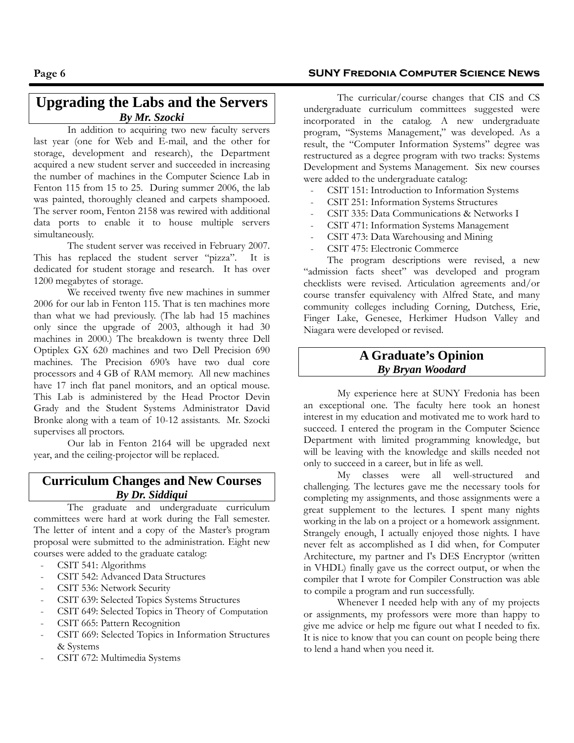## Upgrading the Labs and the Servers

***By Mr. Szocki***

In addition to acquiring two new faculty servers last year (one for Web and E-mail, and the other for storage, development and research), the Department acquired a new student server and succeeded in increasing the number of machines in the Computer Science Lab in Fenton 115 from 15 to 25. During summer 2006, the lab was painted, thoroughly cleaned and carpets shampooed. The server room, Fenton 2158 was rewired with additional data ports to enable it to house multiple servers simultaneously.

The student server was received in February 2007. This has replaced the student server "pizza". It is dedicated for student storage and research. It has over 1200 megabytes of storage.

We received twenty five new machines in summer 2006 for our lab in Fenton 115. That is ten machines more than what we had previously. (The lab had 15 machines only since the upgrade of 2003, although it had 30 machines in 2000.) The breakdown is twenty three Dell Optiplex GX 620 machines and two Dell Precision 690 machines. The Precision 690's have two dual core processors and 4 GB of RAM memory. All new machines have 17 inch flat panel monitors, and an optical mouse. This Lab is administered by the Head Proctor Devin Grady and the Student Systems Administrator David Bronke along with a team of 10-12 assistants. Mr. Szocki supervises all proctors.

Our lab in Fenton 2164 will be upgraded next year, and the ceiling-projector will be replaced.

## Curriculum Changes and New Courses

***By Dr. Siddiqui***

The graduate and undergraduate curriculum committees were hard at work during the Fall semester. The letter of intent and a copy of the Master's program proposal were submitted to the administration. Eight new courses were added to the graduate catalog:

- CSIT 541: Algorithms
- CSIT 542: Advanced Data Structures
- CSIT 536: Network Security
- CSIT 639: Selected Topics Systems Structures
- CSIT 649: Selected Topics in Theory of Computation
- CSIT 665: Pattern Recognition
- CSIT 669: Selected Topics in Information Structures & Systems
- CSIT 672: Multimedia Systems

The curricular/course changes that CIS and CS undergraduate curriculum committees suggested were incorporated in the catalog. A new undergraduate program, "Systems Management," was developed. As a result, the "Computer Information Systems" degree was restructured as a degree program with two tracks: Systems Development and Systems Management. Six new courses were added to the undergraduate catalog:

- CSIT 151: Introduction to Information Systems
- CSIT 251: Information Systems Structures
- CSIT 335: Data Communications & Networks I
- CSIT 471: Information Systems Management
- CSIT 473: Data Warehousing and Mining
- CSIT 475: Electronic Commerce

The program descriptions were revised, a new "admission facts sheet" was developed and program checklists were revised. Articulation agreements and/or course transfer equivalency with Alfred State, and many community colleges including Corning, Dutchess, Erie, Finger Lake, Genesee, Herkimer Hudson Valley and Niagara were developed or revised.

## A Graduate's Opinion

***By Bryan Woodard***

My experience here at SUNY Fredonia has been an exceptional one. The faculty here took an honest interest in my education and motivated me to work hard to succeed. I entered the program in the Computer Science Department with limited programming knowledge, but will be leaving with the knowledge and skills needed not only to succeed in a career, but in life as well.

My classes were all well-structured and challenging. The lectures gave me the necessary tools for completing my assignments, and those assignments were a great supplement to the lectures. I spent many nights working in the lab on a project or a homework assignment. Strangely enough, I actually enjoyed those nights. I have never felt as accomplished as I did when, for Computer Architecture, my partner and I's DES Encryptor (written in VHDL) finally gave us the correct output, or when the compiler that I wrote for Compiler Construction was able to compile a program and run successfully.

Whenever I needed help with any of my projects or assignments, my professors were more than happy to give me advice or help me figure out what I needed to fix. It is nice to know that you can count on people being there to lend a hand when you need it.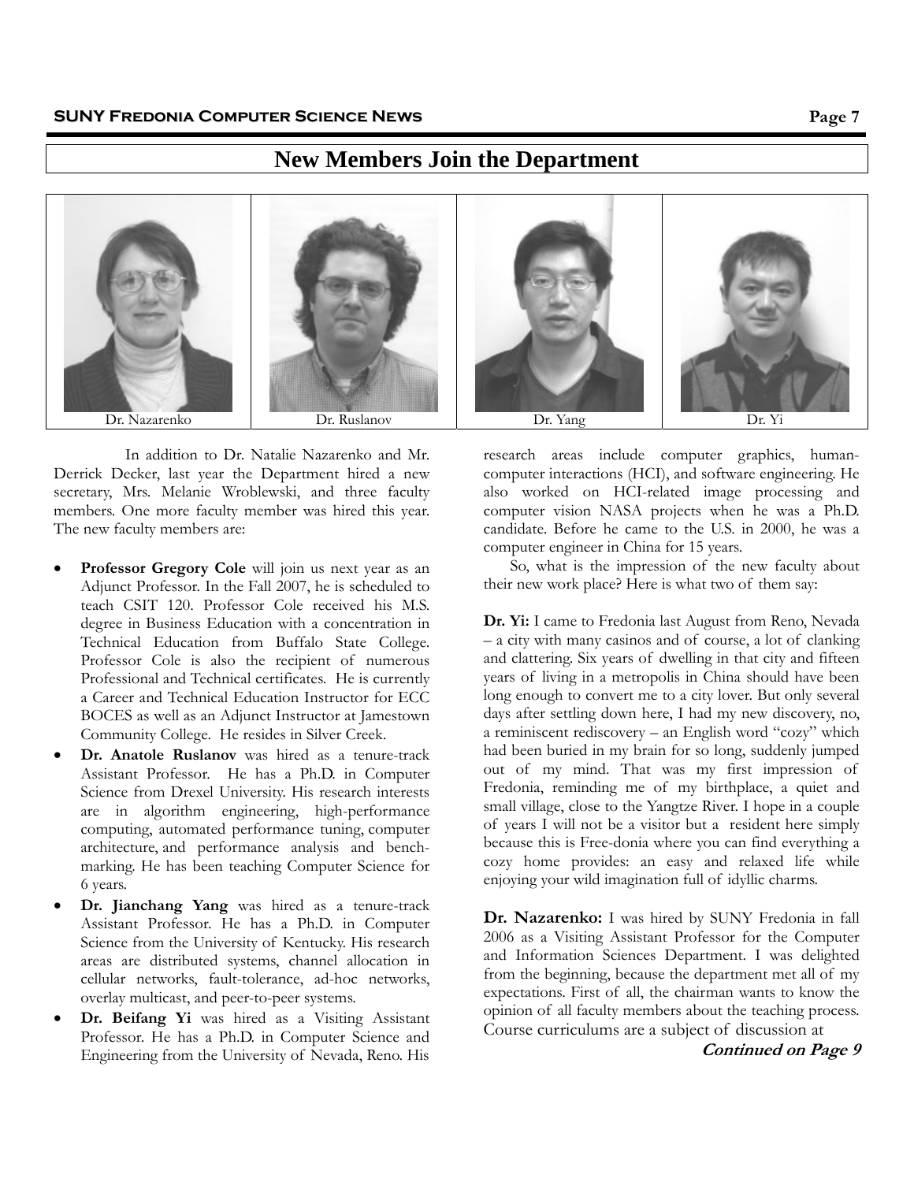# New Members Join the Department

Dr. Nazarenko | Dr. Ruslanov | Dr. Yang | Dr. Yi

In addition to Dr. Natalie Nazarenko and Mr. Derrick Decker, last year the Department hired a new secretary, Mrs. Melanie Wroblewski, and three faculty members. One more faculty member was hired this year. The new faculty members are:

- **Professor Gregory Cole** will join us next year as an Adjunct Professor. In the Fall 2007, he is scheduled to teach CSIT 120. Professor Cole received his M.S. degree in Business Education with a concentration in Technical Education from Buffalo State College. Professor Cole is also the recipient of numerous Professional and Technical certificates. He is currently a Career and Technical Education Instructor for ECC BOCES as well as an Adjunct Instructor at Jamestown Community College. He resides in Silver Creek.
- **Dr. Anatole Ruslanov** was hired as a tenure-track Assistant Professor. He has a Ph.D. in Computer Science from Drexel University. His research interests are in algorithm engineering, high-performance computing, automated performance tuning, computer architecture, and performance analysis and benchmarking. He has been teaching Computer Science for 6 years.
- **Dr. Jianchang Yang** was hired as a tenure-track Assistant Professor. He has a Ph.D. in Computer Science from the University of Kentucky. His research areas are distributed systems, channel allocation in cellular networks, fault-tolerance, ad-hoc networks, overlay multicast, and peer-to-peer systems.
- **Dr. Beifang Yi** was hired as a Visiting Assistant Professor. He has a Ph.D. in Computer Science and Engineering from the University of Nevada, Reno. His research areas include computer graphics, human-computer interactions (HCI), and software engineering. He also worked on HCI-related image processing and computer vision NASA projects when he was a Ph.D. candidate. Before he came to the U.S. in 2000, he was a computer engineer in China for 15 years.

So, what is the impression of the new faculty about their new work place? Here is what two of them say:

**Dr. Yi:** I came to Fredonia last August from Reno, Nevada – a city with many casinos and of course, a lot of clanking and clattering. Six years of dwelling in that city and fifteen years of living in a metropolis in China should have been long enough to convert me to a city lover. But only several days after settling down here, I had my new discovery, no, a reminiscent rediscovery – an English word "cozy" which had been buried in my brain for so long, suddenly jumped out of my mind. That was my first impression of Fredonia, reminding me of my birthplace, a quiet and small village, close to the Yangtze River. I hope in a couple of years I will not be a visitor but a resident here simply because this is Free-donia where you can find everything a cozy home provides: an easy and relaxed life while enjoying your wild imagination full of idyllic charms.

**Dr. Nazarenko:** I was hired by SUNY Fredonia in fall 2006 as a Visiting Assistant Professor for the Computer and Information Sciences Department. I was delighted from the beginning, because the department met all of my expectations. First of all, the chairman wants to know the opinion of all faculty members about the teaching process. Course curriculums are a subject of discussion at

***Continued on Page 9***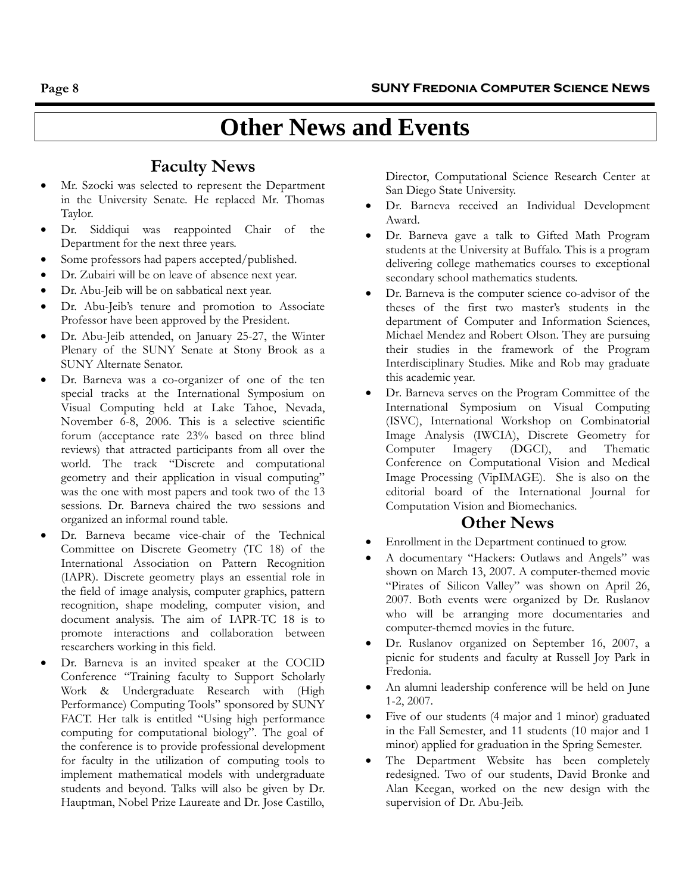# Other News and Events

## Faculty News

- Mr. Szocki was selected to represent the Department in the University Senate. He replaced Mr. Thomas Taylor.
- Dr. Siddiqui was reappointed Chair of the Department for the next three years.
- Some professors had papers accepted/published.
- Dr. Zubairi will be on leave of absence next year.
- Dr. Abu-Jeib will be on sabbatical next year.
- Dr. Abu-Jeib's tenure and promotion to Associate Professor have been approved by the President.
- Dr. Abu-Jeib attended, on January 25-27, the Winter Plenary of the SUNY Senate at Stony Brook as a SUNY Alternate Senator.
- Dr. Barneva was a co-organizer of one of the ten special tracks at the International Symposium on Visual Computing held at Lake Tahoe, Nevada, November 6-8, 2006. This is a selective scientific forum (acceptance rate 23% based on three blind reviews) that attracted participants from all over the world. The track "Discrete and computational geometry and their application in visual computing" was the one with most papers and took two of the 13 sessions. Dr. Barneva chaired the two sessions and organized an informal round table.
- Dr. Barneva became vice-chair of the Technical Committee on Discrete Geometry (TC 18) of the International Association on Pattern Recognition (IAPR). Discrete geometry plays an essential role in the field of image analysis, computer graphics, pattern recognition, shape modeling, computer vision, and document analysis. The aim of IAPR-TC 18 is to promote interactions and collaboration between researchers working in this field.
- Dr. Barneva is an invited speaker at the COCID Conference "Training faculty to Support Scholarly Work & Undergraduate Research with (High Performance) Computing Tools" sponsored by SUNY FACT. Her talk is entitled "Using high performance computing for computational biology". The goal of the conference is to provide professional development for faculty in the utilization of computing tools to implement mathematical models with undergraduate students and beyond. Talks will also be given by Dr. Hauptman, Nobel Prize Laureate and Dr. Jose Castillo, Director, Computational Science Research Center at San Diego State University.
- Dr. Barneva received an Individual Development Award.
- Dr. Barneva gave a talk to Gifted Math Program students at the University at Buffalo. This is a program delivering college mathematics courses to exceptional secondary school mathematics students.
- Dr. Barneva is the computer science co-advisor of the theses of the first two master's students in the department of Computer and Information Sciences, Michael Mendez and Robert Olson. They are pursuing their studies in the framework of the Program Interdisciplinary Studies. Mike and Rob may graduate this academic year.
- Dr. Barneva serves on the Program Committee of the International Symposium on Visual Computing (ISVC), International Workshop on Combinatorial Image Analysis (IWCIA), Discrete Geometry for Computer Imagery (DGCI), and Thematic Conference on Computational Vision and Medical Image Processing (VipIMAGE). She is also on the editorial board of the International Journal for Computation Vision and Biomechanics.

## Other News

- Enrollment in the Department continued to grow.
- A documentary "Hackers: Outlaws and Angels" was shown on March 13, 2007. A computer-themed movie "Pirates of Silicon Valley" was shown on April 26, 2007. Both events were organized by Dr. Ruslanov who will be arranging more documentaries and computer-themed movies in the future.
- Dr. Ruslanov organized on September 16, 2007, a picnic for students and faculty at Russell Joy Park in Fredonia.
- An alumni leadership conference will be held on June 1-2, 2007.
- Five of our students (4 major and 1 minor) graduated in the Fall Semester, and 11 students (10 major and 1 minor) applied for graduation in the Spring Semester.
- The Department Website has been completely redesigned. Two of our students, David Bronke and Alan Keegan, worked on the new design with the supervision of Dr. Abu-Jeib.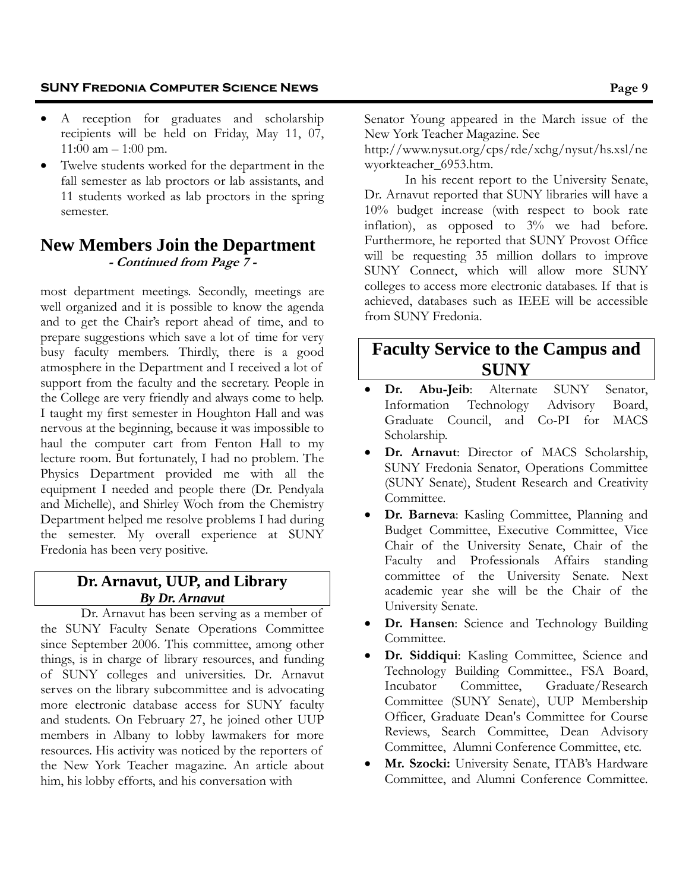- A reception for graduates and scholarship recipients will be held on Friday, May 11, 07, 11:00 am – 1:00 pm.
- Twelve students worked for the department in the fall semester as lab proctors or lab assistants, and 11 students worked as lab proctors in the spring semester.

## New Members Join the Department

***- Continued from Page 7 -***

most department meetings. Secondly, meetings are well organized and it is possible to know the agenda and to get the Chair's report ahead of time, and to prepare suggestions which save a lot of time for very busy faculty members. Thirdly, there is a good atmosphere in the Department and I received a lot of support from the faculty and the secretary. People in the College are very friendly and always come to help. I taught my first semester in Houghton Hall and was nervous at the beginning, because it was impossible to haul the computer cart from Fenton Hall to my lecture room. But fortunately, I had no problem. The Physics Department provided me with all the equipment I needed and people there (Dr. Pendyala and Michelle), and Shirley Woch from the Chemistry Department helped me resolve problems I had during the semester. My overall experience at SUNY Fredonia has been very positive.

## Dr. Arnavut, UUP, and Library

***By Dr. Arnavut***

Dr. Arnavut has been serving as a member of the SUNY Faculty Senate Operations Committee since September 2006. This committee, among other things, is in charge of library resources, and funding of SUNY colleges and universities. Dr. Arnavut serves on the library subcommittee and is advocating more electronic database access for SUNY faculty and students. On February 27, he joined other UUP members in Albany to lobby lawmakers for more resources. His activity was noticed by the reporters of the New York Teacher magazine. An article about him, his lobby efforts, and his conversation with Senator Young appeared in the March issue of the New York Teacher Magazine. See http://www.nysut.org/cps/rde/xchg/nysut/hs.xsl/newyorkteacher_6953.htm.

In his recent report to the University Senate, Dr. Arnavut reported that SUNY libraries will have a 10% budget increase (with respect to book rate inflation), as opposed to 3% we had before. Furthermore, he reported that SUNY Provost Office will be requesting 35 million dollars to improve SUNY Connect, which will allow more SUNY colleges to access more electronic databases. If that is achieved, databases such as IEEE will be accessible from SUNY Fredonia.

## Faculty Service to the Campus and SUNY

- **Dr. Abu-Jeib**: Alternate SUNY Senator, Information Technology Advisory Board, Graduate Council, and Co-PI for MACS Scholarship.
- **Dr. Arnavut**: Director of MACS Scholarship, SUNY Fredonia Senator, Operations Committee (SUNY Senate), Student Research and Creativity Committee.
- **Dr. Barneva**: Kasling Committee, Planning and Budget Committee, Executive Committee, Vice Chair of the University Senate, Chair of the Faculty and Professionals Affairs standing committee of the University Senate. Next academic year she will be the Chair of the University Senate.
- **Dr. Hansen**: Science and Technology Building Committee.
- **Dr. Siddiqui**: Kasling Committee, Science and Technology Building Committee., FSA Board, Incubator Committee, Graduate/Research Committee (SUNY Senate), UUP Membership Officer, Graduate Dean's Committee for Course Reviews, Search Committee, Dean Advisory Committee, Alumni Conference Committee, etc.
- **Mr. Szocki:** University Senate, ITAB's Hardware Committee, and Alumni Conference Committee.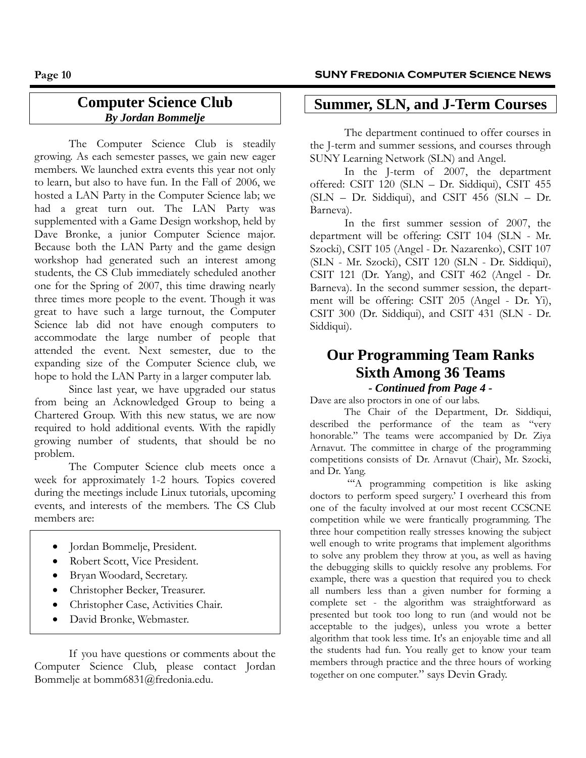## Computer Science Club

***By Jordan Bommelje***

The Computer Science Club is steadily growing. As each semester passes, we gain new eager members. We launched extra events this year not only to learn, but also to have fun. In the Fall of 2006, we hosted a LAN Party in the Computer Science lab; we had a great turn out. The LAN Party was supplemented with a Game Design workshop, held by Dave Bronke, a junior Computer Science major. Because both the LAN Party and the game design workshop had generated such an interest among students, the CS Club immediately scheduled another one for the Spring of 2007, this time drawing nearly three times more people to the event. Though it was great to have such a large turnout, the Computer Science lab did not have enough computers to accommodate the large number of people that attended the event. Next semester, due to the expanding size of the Computer Science club, we hope to hold the LAN Party in a larger computer lab.

Since last year, we have upgraded our status from being an Acknowledged Group to being a Chartered Group. With this new status, we are now required to hold additional events. With the rapidly growing number of students, that should be no problem.

The Computer Science club meets once a week for approximately 1-2 hours. Topics covered during the meetings include Linux tutorials, upcoming events, and interests of the members. The CS Club members are:

- Jordan Bommelje, President.
- Robert Scott, Vice President.
- Bryan Woodard, Secretary.
- Christopher Becker, Treasurer.
- Christopher Case, Activities Chair.
- David Bronke, Webmaster.

If you have questions or comments about the Computer Science Club, please contact Jordan Bommelje at bomm6831@fredonia.edu.

## Summer, SLN, and J-Term Courses

The department continued to offer courses in the J-term and summer sessions, and courses through SUNY Learning Network (SLN) and Angel.

In the J-term of 2007, the department offered: CSIT 120 (SLN – Dr. Siddiqui), CSIT 455 (SLN – Dr. Siddiqui), and CSIT 456 (SLN – Dr. Barneva).

In the first summer session of 2007, the department will be offering: CSIT 104 (SLN - Mr. Szocki), CSIT 105 (Angel - Dr. Nazarenko), CSIT 107 (SLN - Mr. Szocki), CSIT 120 (SLN - Dr. Siddiqui), CSIT 121 (Dr. Yang), and CSIT 462 (Angel - Dr. Barneva). In the second summer session, the department will be offering: CSIT 205 (Angel - Dr. Yi), CSIT 300 (Dr. Siddiqui), and CSIT 431 (SLN - Dr. Siddiqui).

## Our Programming Team Ranks Sixth Among 36 Teams

***- Continued from Page 4 -***

Dave are also proctors in one of our labs.

The Chair of the Department, Dr. Siddiqui, described the performance of the team as "very honorable." The teams were accompanied by Dr. Ziya Arnavut. The committee in charge of the programming competitions consists of Dr. Arnavut (Chair), Mr. Szocki, and Dr. Yang.

"'A programming competition is like asking doctors to perform speed surgery.' I overheard this from one of the faculty involved at our most recent CCSCNE competition while we were frantically programming. The three hour competition really stresses knowing the subject well enough to write programs that implement algorithms to solve any problem they throw at you, as well as having the debugging skills to quickly resolve any problems. For example, there was a question that required you to check all numbers less than a given number for forming a complete set - the algorithm was straightforward as presented but took too long to run (and would not be acceptable to the judges), unless you wrote a better algorithm that took less time. It's an enjoyable time and all the students had fun. You really get to know your team members through practice and the three hours of working together on one computer." says Devin Grady.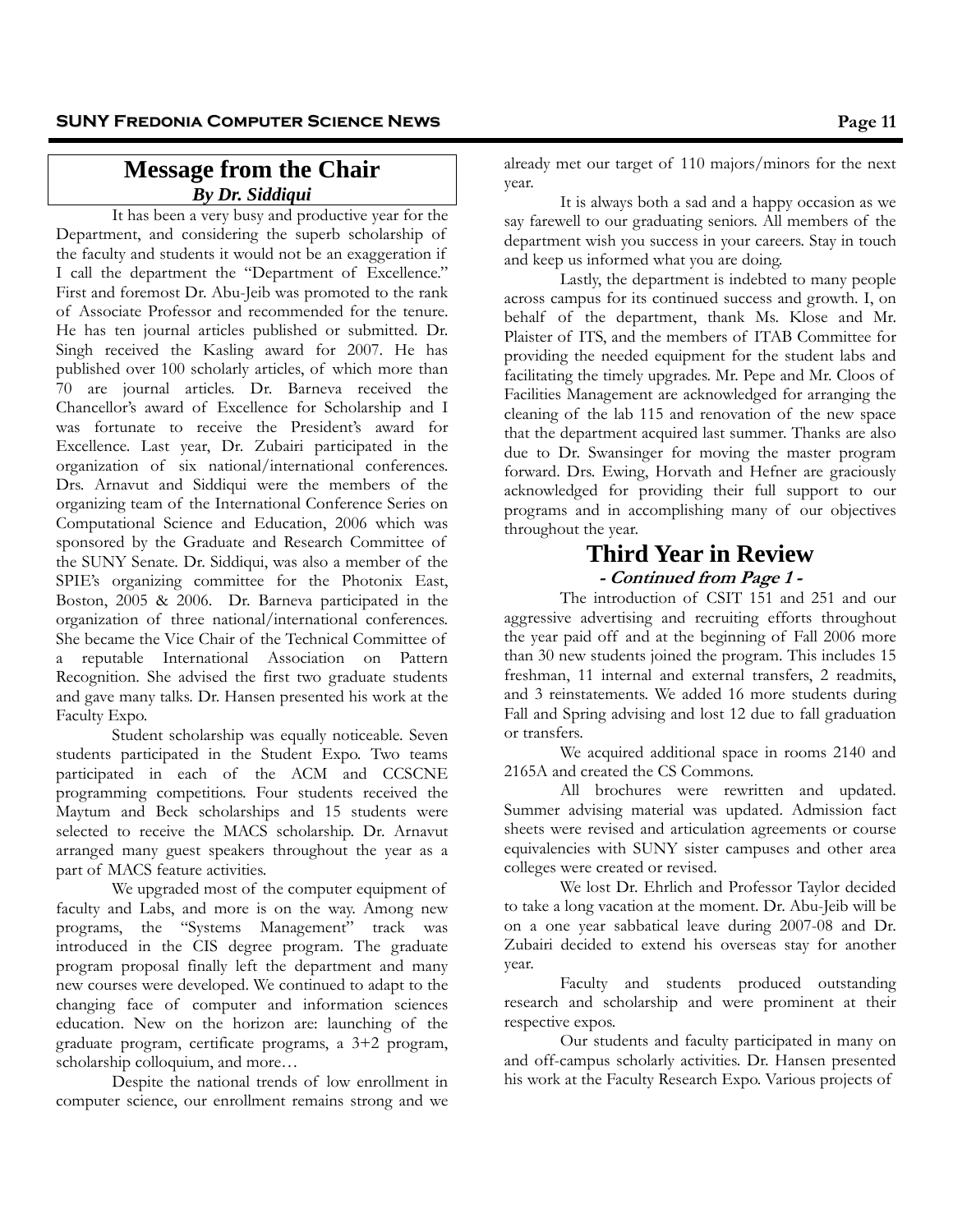## Message from the Chair

***By Dr. Siddiqui***

It has been a very busy and productive year for the Department, and considering the superb scholarship of the faculty and students it would not be an exaggeration if I call the department the "Department of Excellence." First and foremost Dr. Abu-Jeib was promoted to the rank of Associate Professor and recommended for the tenure. He has ten journal articles published or submitted. Dr. Singh received the Kasling award for 2007. He has published over 100 scholarly articles, of which more than 70 are journal articles. Dr. Barneva received the Chancellor's award of Excellence for Scholarship and I was fortunate to receive the President's award for Excellence. Last year, Dr. Zubairi participated in the organization of six national/international conferences. Drs. Arnavut and Siddiqui were the members of the organizing team of the International Conference Series on Computational Science and Education, 2006 which was sponsored by the Graduate and Research Committee of the SUNY Senate. Dr. Siddiqui, was also a member of the SPIE's organizing committee for the Photonix East, Boston, 2005 & 2006. Dr. Barneva participated in the organization of three national/international conferences. She became the Vice Chair of the Technical Committee of a reputable International Association on Pattern Recognition. She advised the first two graduate students and gave many talks. Dr. Hansen presented his work at the Faculty Expo.

Student scholarship was equally noticeable. Seven students participated in the Student Expo. Two teams participated in each of the ACM and CCSCNE programming competitions. Four students received the Maytum and Beck scholarships and 15 students were selected to receive the MACS scholarship. Dr. Arnavut arranged many guest speakers throughout the year as a part of MACS feature activities.

We upgraded most of the computer equipment of faculty and Labs, and more is on the way. Among new programs, the "Systems Management" track was introduced in the CIS degree program. The graduate program proposal finally left the department and many new courses were developed. We continued to adapt to the changing face of computer and information sciences education. New on the horizon are: launching of the graduate program, certificate programs, a 3+2 program, scholarship colloquium, and more…

Despite the national trends of low enrollment in computer science, our enrollment remains strong and we already met our target of 110 majors/minors for the next year.

It is always both a sad and a happy occasion as we say farewell to our graduating seniors. All members of the department wish you success in your careers. Stay in touch and keep us informed what you are doing.

Lastly, the department is indebted to many people across campus for its continued success and growth. I, on behalf of the department, thank Ms. Klose and Mr. Plaister of ITS, and the members of ITAB Committee for providing the needed equipment for the student labs and facilitating the timely upgrades. Mr. Pepe and Mr. Cloos of Facilities Management are acknowledged for arranging the cleaning of the lab 115 and renovation of the new space that the department acquired last summer. Thanks are also due to Dr. Swansinger for moving the master program forward. Drs. Ewing, Horvath and Hefner are graciously acknowledged for providing their full support to our programs and in accomplishing many of our objectives throughout the year.

## Third Year in Review

***- Continued from Page 1 -***

The introduction of CSIT 151 and 251 and our aggressive advertising and recruiting efforts throughout the year paid off and at the beginning of Fall 2006 more than 30 new students joined the program. This includes 15 freshman, 11 internal and external transfers, 2 readmits, and 3 reinstatements. We added 16 more students during Fall and Spring advising and lost 12 due to fall graduation or transfers.

We acquired additional space in rooms 2140 and 2165A and created the CS Commons.

All brochures were rewritten and updated. Summer advising material was updated. Admission fact sheets were revised and articulation agreements or course equivalencies with SUNY sister campuses and other area colleges were created or revised.

We lost Dr. Ehrlich and Professor Taylor decided to take a long vacation at the moment. Dr. Abu-Jeib will be on a one year sabbatical leave during 2007-08 and Dr. Zubairi decided to extend his overseas stay for another year.

Faculty and students produced outstanding research and scholarship and were prominent at their respective expos.

Our students and faculty participated in many on and off-campus scholarly activities. Dr. Hansen presented his work at the Faculty Research Expo. Various projects of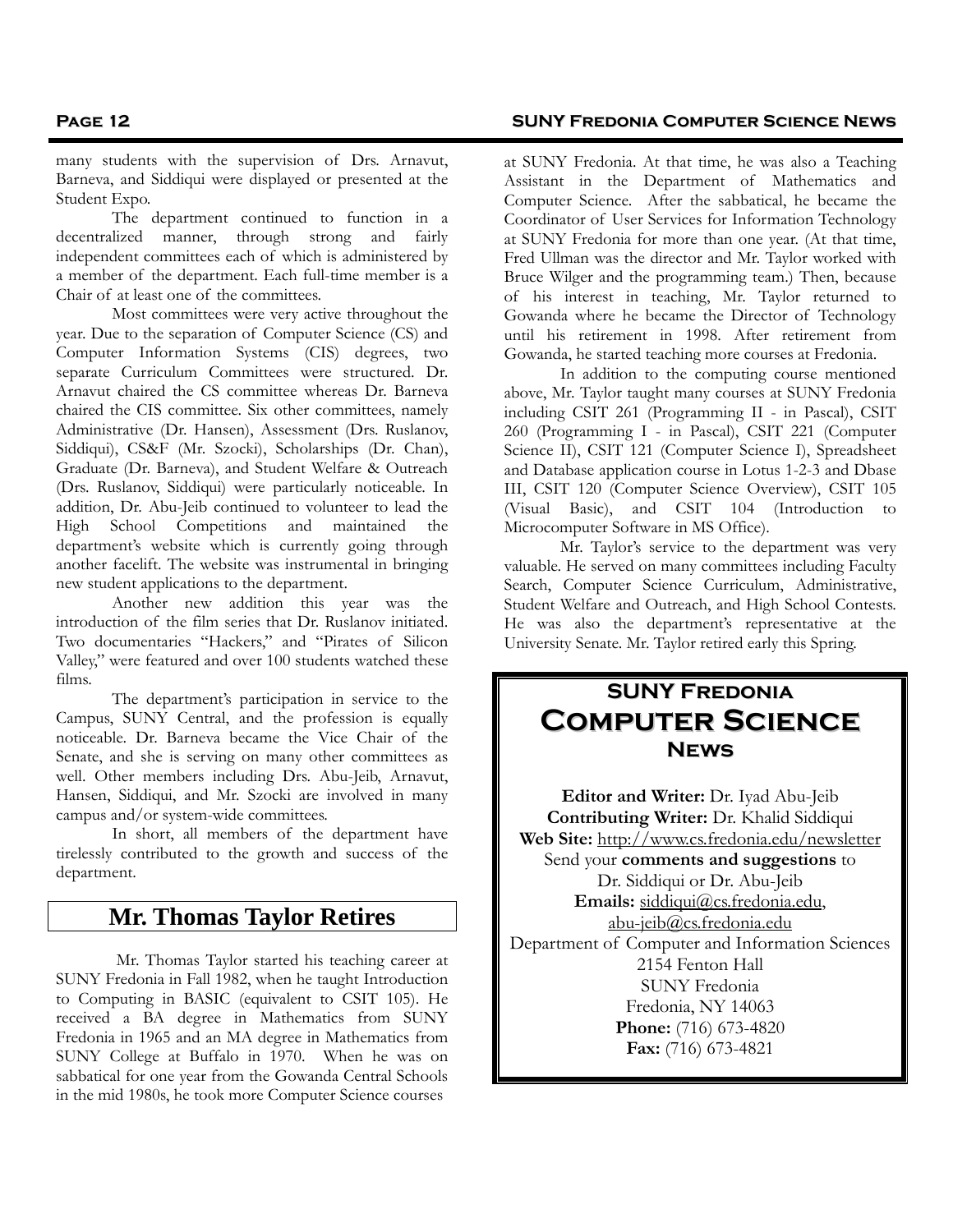many students with the supervision of Drs. Arnavut, Barneva, and Siddiqui were displayed or presented at the Student Expo.

The department continued to function in a decentralized manner, through strong and fairly independent committees each of which is administered by a member of the department. Each full-time member is a Chair of at least one of the committees.

Most committees were very active throughout the year. Due to the separation of Computer Science (CS) and Computer Information Systems (CIS) degrees, two separate Curriculum Committees were structured. Dr. Arnavut chaired the CS committee whereas Dr. Barneva chaired the CIS committee. Six other committees, namely Administrative (Dr. Hansen), Assessment (Drs. Ruslanov, Siddiqui), CS&F (Mr. Szocki), Scholarships (Dr. Chan), Graduate (Dr. Barneva), and Student Welfare & Outreach (Drs. Ruslanov, Siddiqui) were particularly noticeable. In addition, Dr. Abu-Jeib continued to volunteer to lead the High School Competitions and maintained the department's website which is currently going through another facelift. The website was instrumental in bringing new student applications to the department.

Another new addition this year was the introduction of the film series that Dr. Ruslanov initiated. Two documentaries "Hackers," and "Pirates of Silicon Valley," were featured and over 100 students watched these films.

The department's participation in service to the Campus, SUNY Central, and the profession is equally noticeable. Dr. Barneva became the Vice Chair of the Senate, and she is serving on many other committees as well. Other members including Drs. Abu-Jeib, Arnavut, Hansen, Siddiqui, and Mr. Szocki are involved in many campus and/or system-wide committees.

In short, all members of the department have tirelessly contributed to the growth and success of the department.

## Mr. Thomas Taylor Retires

Mr. Thomas Taylor started his teaching career at SUNY Fredonia in Fall 1982, when he taught Introduction to Computing in BASIC (equivalent to CSIT 105). He received a BA degree in Mathematics from SUNY Fredonia in 1965 and an MA degree in Mathematics from SUNY College at Buffalo in 1970. When he was on sabbatical for one year from the Gowanda Central Schools in the mid 1980s, he took more Computer Science courses at SUNY Fredonia. At that time, he was also a Teaching Assistant in the Department of Mathematics and Computer Science. After the sabbatical, he became the Coordinator of User Services for Information Technology at SUNY Fredonia for more than one year. (At that time, Fred Ullman was the director and Mr. Taylor worked with Bruce Wilger and the programming team.) Then, because of his interest in teaching, Mr. Taylor returned to Gowanda where he became the Director of Technology until his retirement in 1998. After retirement from Gowanda, he started teaching more courses at Fredonia.

In addition to the computing course mentioned above, Mr. Taylor taught many courses at SUNY Fredonia including CSIT 261 (Programming II - in Pascal), CSIT 260 (Programming I - in Pascal), CSIT 221 (Computer Science II), CSIT 121 (Computer Science I), Spreadsheet and Database application course in Lotus 1-2-3 and Dbase III, CSIT 120 (Computer Science Overview), CSIT 105 (Visual Basic), and CSIT 104 (Introduction to Microcomputer Software in MS Office).

Mr. Taylor's service to the department was very valuable. He served on many committees including Faculty Search, Computer Science Curriculum, Administrative, Student Welfare and Outreach, and High School Contests. He was also the department's representative at the University Senate. Mr. Taylor retired early this Spring.

## SUNY Fredonia Computer Science News

**Editor and Writer:** Dr. Iyad Abu-Jeib
**Contributing Writer:** Dr. Khalid Siddiqui
**Web Site:** http://www.cs.fredonia.edu/newsletter
Send your **comments and suggestions** to Dr. Siddiqui or Dr. Abu-Jeib
**Emails:** siddiqui@cs.fredonia.edu, abu-jeib@cs.fredonia.edu
Department of Computer and Information Sciences
2154 Fenton Hall
SUNY Fredonia
Fredonia, NY 14063
**Phone:** (716) 673-4820
**Fax:** (716) 673-4821